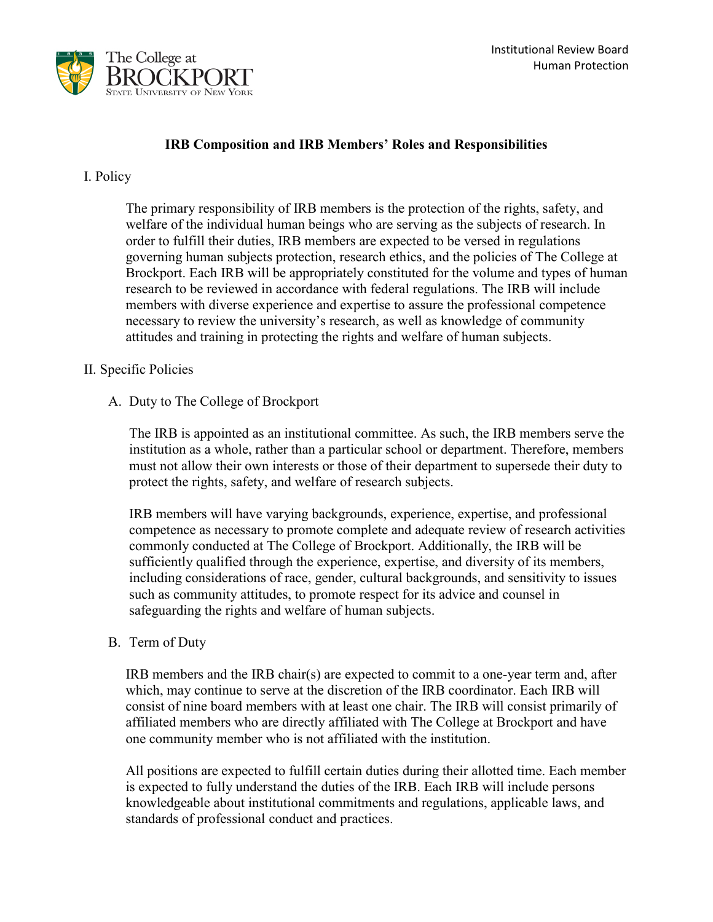Institutional Review Board
Human Protection

# IRB Composition and IRB Members' Roles and Responsibilities

## I. Policy

The primary responsibility of IRB members is the protection of the rights, safety, and welfare of the individual human beings who are serving as the subjects of research. In order to fulfill their duties, IRB members are expected to be versed in regulations governing human subjects protection, research ethics, and the policies of The College at Brockport. Each IRB will be appropriately constituted for the volume and types of human research to be reviewed in accordance with federal regulations. The IRB will include members with diverse experience and expertise to assure the professional competence necessary to review the university's research, as well as knowledge of community attitudes and training in protecting the rights and welfare of human subjects.

## II. Specific Policies

### A. Duty to The College of Brockport

The IRB is appointed as an institutional committee. As such, the IRB members serve the institution as a whole, rather than a particular school or department. Therefore, members must not allow their own interests or those of their department to supersede their duty to protect the rights, safety, and welfare of research subjects.

IRB members will have varying backgrounds, experience, expertise, and professional competence as necessary to promote complete and adequate review of research activities commonly conducted at The College of Brockport. Additionally, the IRB will be sufficiently qualified through the experience, expertise, and diversity of its members, including considerations of race, gender, cultural backgrounds, and sensitivity to issues such as community attitudes, to promote respect for its advice and counsel in safeguarding the rights and welfare of human subjects.

### B. Term of Duty

IRB members and the IRB chair(s) are expected to commit to a one-year term and, after which, may continue to serve at the discretion of the IRB coordinator. Each IRB will consist of nine board members with at least one chair. The IRB will consist primarily of affiliated members who are directly affiliated with The College at Brockport and have one community member who is not affiliated with the institution.

All positions are expected to fulfill certain duties during their allotted time. Each member is expected to fully understand the duties of the IRB. Each IRB will include persons knowledgeable about institutional commitments and regulations, applicable laws, and standards of professional conduct and practices.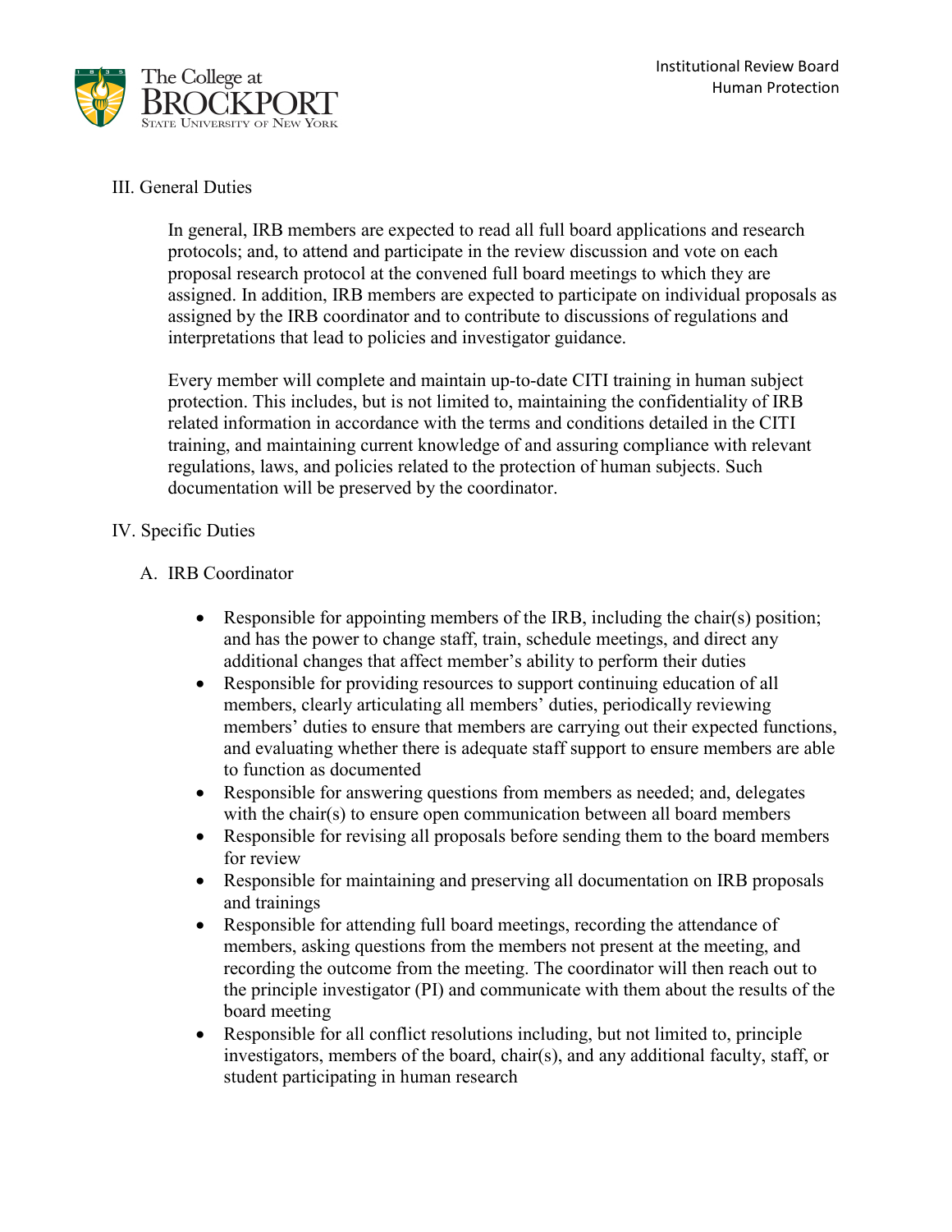## III. General Duties

In general, IRB members are expected to read all full board applications and research protocols; and, to attend and participate in the review discussion and vote on each proposal research protocol at the convened full board meetings to which they are assigned. In addition, IRB members are expected to participate on individual proposals as assigned by the IRB coordinator and to contribute to discussions of regulations and interpretations that lead to policies and investigator guidance.

Every member will complete and maintain up-to-date CITI training in human subject protection. This includes, but is not limited to, maintaining the confidentiality of IRB related information in accordance with the terms and conditions detailed in the CITI training, and maintaining current knowledge of and assuring compliance with relevant regulations, laws, and policies related to the protection of human subjects. Such documentation will be preserved by the coordinator.

## IV. Specific Duties

### A. IRB Coordinator

- Responsible for appointing members of the IRB, including the chair(s) position; and has the power to change staff, train, schedule meetings, and direct any additional changes that affect member's ability to perform their duties
- Responsible for providing resources to support continuing education of all members, clearly articulating all members' duties, periodically reviewing members' duties to ensure that members are carrying out their expected functions, and evaluating whether there is adequate staff support to ensure members are able to function as documented
- Responsible for answering questions from members as needed; and, delegates with the chair(s) to ensure open communication between all board members
- Responsible for revising all proposals before sending them to the board members for review
- Responsible for maintaining and preserving all documentation on IRB proposals and trainings
- Responsible for attending full board meetings, recording the attendance of members, asking questions from the members not present at the meeting, and recording the outcome from the meeting. The coordinator will then reach out to the principle investigator (PI) and communicate with them about the results of the board meeting
- Responsible for all conflict resolutions including, but not limited to, principle investigators, members of the board, chair(s), and any additional faculty, staff, or student participating in human research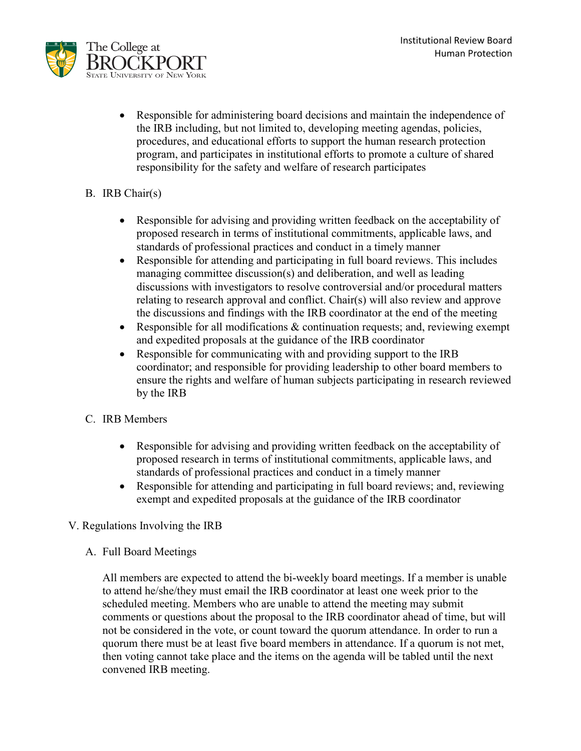- Responsible for administering board decisions and maintain the independence of the IRB including, but not limited to, developing meeting agendas, policies, procedures, and educational efforts to support the human research protection program, and participates in institutional efforts to promote a culture of shared responsibility for the safety and welfare of research participates

B. IRB Chair(s)

- Responsible for advising and providing written feedback on the acceptability of proposed research in terms of institutional commitments, applicable laws, and standards of professional practices and conduct in a timely manner
- Responsible for attending and participating in full board reviews. This includes managing committee discussion(s) and deliberation, and well as leading discussions with investigators to resolve controversial and/or procedural matters relating to research approval and conflict. Chair(s) will also review and approve the discussions and findings with the IRB coordinator at the end of the meeting
- Responsible for all modifications & continuation requests; and, reviewing exempt and expedited proposals at the guidance of the IRB coordinator
- Responsible for communicating with and providing support to the IRB coordinator; and responsible for providing leadership to other board members to ensure the rights and welfare of human subjects participating in research reviewed by the IRB

C. IRB Members

- Responsible for advising and providing written feedback on the acceptability of proposed research in terms of institutional commitments, applicable laws, and standards of professional practices and conduct in a timely manner
- Responsible for attending and participating in full board reviews; and, reviewing exempt and expedited proposals at the guidance of the IRB coordinator

## V. Regulations Involving the IRB

A. Full Board Meetings

All members are expected to attend the bi-weekly board meetings. If a member is unable to attend he/she/they must email the IRB coordinator at least one week prior to the scheduled meeting. Members who are unable to attend the meeting may submit comments or questions about the proposal to the IRB coordinator ahead of time, but will not be considered in the vote, or count toward the quorum attendance. In order to run a quorum there must be at least five board members in attendance. If a quorum is not met, then voting cannot take place and the items on the agenda will be tabled until the next convened IRB meeting.